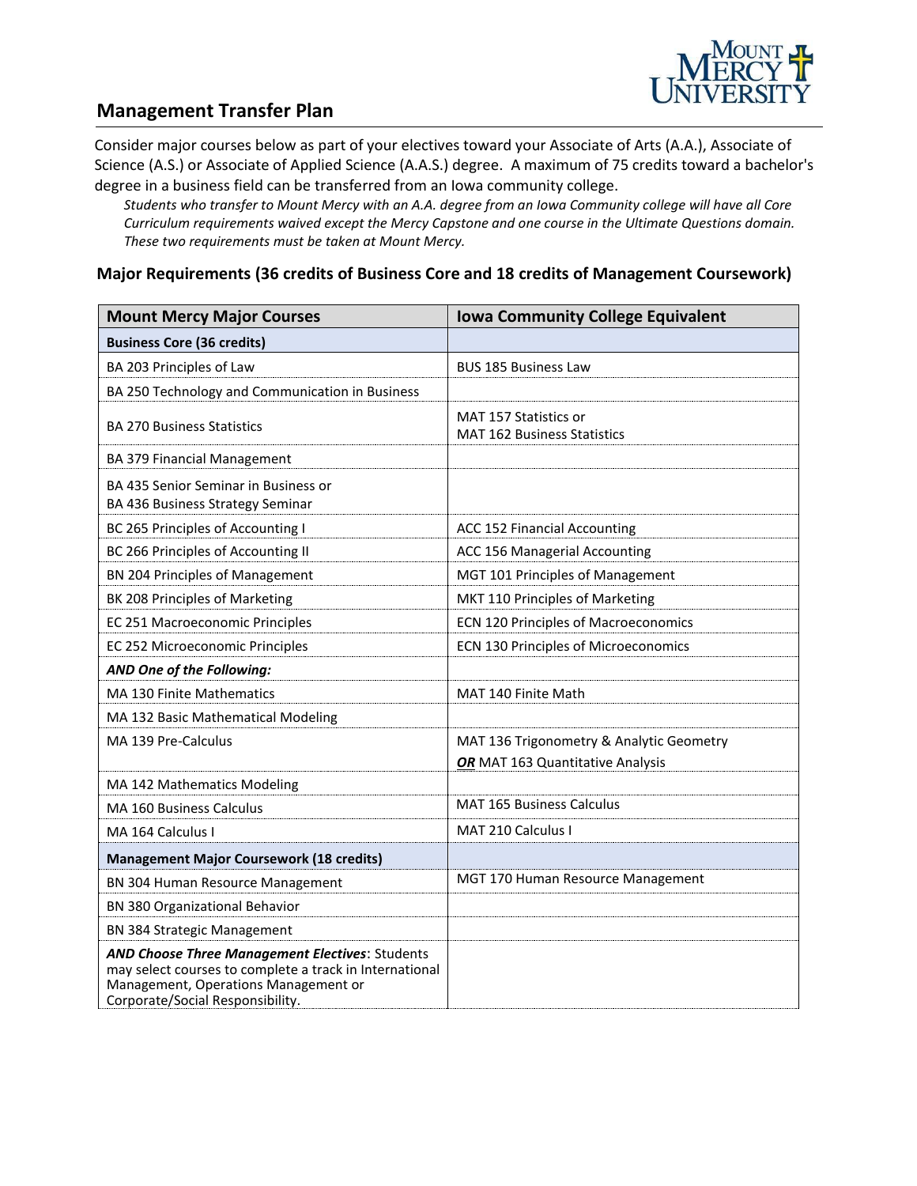## Management Transfer Plan

Consider major courses below as part of your electives toward your Associate of Arts (A.A.), Associate of Science (A.S.) or Associate of Applied Science (A.A.S.) degree. A maximum of 75 credits toward a bachelor's degree in a business field can be transferred from an Iowa community college.

*Students who transfer to Mount Mercy with an A.A. degree from an Iowa Community college will have all Core Curriculum requirements waived except the Mercy Capstone and one course in the Ultimate Questions domain. These two requirements must be taken at Mount Mercy.*

### Major Requirements (36 credits of Business Core and 18 credits of Management Coursework)

| Mount Mercy Major Courses | Iowa Community College Equivalent |
|---|---|
| **Business Core (36 credits)** | |
| BA 203 Principles of Law | BUS 185 Business Law |
| BA 250 Technology and Communication in Business | |
| BA 270 Business Statistics | MAT 157 Statistics or MAT 162 Business Statistics |
| BA 379 Financial Management | |
| BA 435 Senior Seminar in Business or BA 436 Business Strategy Seminar | |
| BC 265 Principles of Accounting I | ACC 152 Financial Accounting |
| BC 266 Principles of Accounting II | ACC 156 Managerial Accounting |
| BN 204 Principles of Management | MGT 101 Principles of Management |
| BK 208 Principles of Marketing | MKT 110 Principles of Marketing |
| EC 251 Macroeconomic Principles | ECN 120 Principles of Macroeconomics |
| EC 252 Microeconomic Principles | ECN 130 Principles of Microeconomics |
| ***AND One of the Following:*** | |
| MA 130 Finite Mathematics | MAT 140 Finite Math |
| MA 132 Basic Mathematical Modeling | |
| MA 139 Pre-Calculus | MAT 136 Trigonometry & Analytic Geometry ***OR*** MAT 163 Quantitative Analysis |
| MA 142 Mathematics Modeling | |
| MA 160 Business Calculus | MAT 165 Business Calculus |
| MA 164 Calculus I | MAT 210 Calculus I |
| **Management Major Coursework (18 credits)** | |
| BN 304 Human Resource Management | MGT 170 Human Resource Management |
| BN 380 Organizational Behavior | |
| BN 384 Strategic Management | |
| ***AND Choose Three Management Electives***: Students may select courses to complete a track in International Management, Operations Management or Corporate/Social Responsibility. | |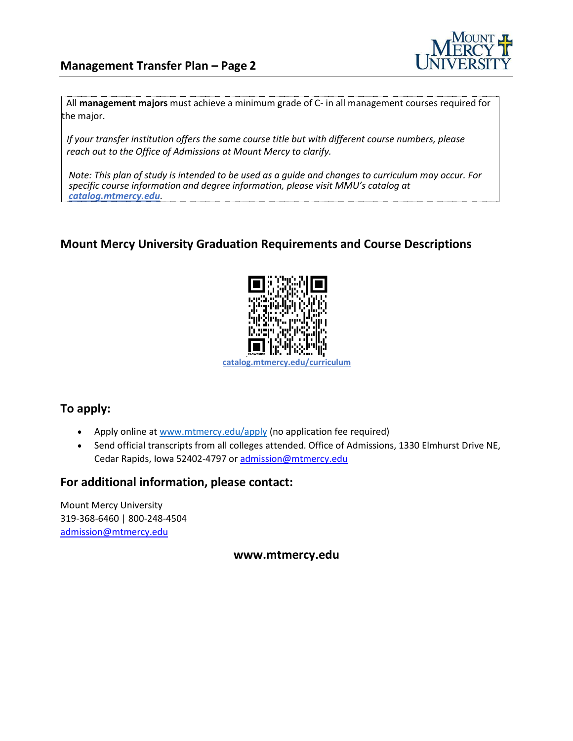## Management Transfer Plan – Page 2

All **management majors** must achieve a minimum grade of C- in all management courses required for the major.

*If your transfer institution offers the same course title but with different course numbers, please reach out to the Office of Admissions at Mount Mercy to clarify.*

*Note: This plan of study is intended to be used as a guide and changes to curriculum may occur. For specific course information and degree information, please visit MMU's catalog at **catalog.mtmercy.edu**.*

## Mount Mercy University Graduation Requirements and Course Descriptions

catalog.mtmercy.edu/curriculum

## To apply:

- Apply online at www.mtmercy.edu/apply (no application fee required)
- Send official transcripts from all colleges attended. Office of Admissions, 1330 Elmhurst Drive NE, Cedar Rapids, Iowa 52402-4797 or admission@mtmercy.edu

## For additional information, please contact:

Mount Mercy University
319-368-6460 | 800-248-4504
admission@mtmercy.edu

**www.mtmercy.edu**